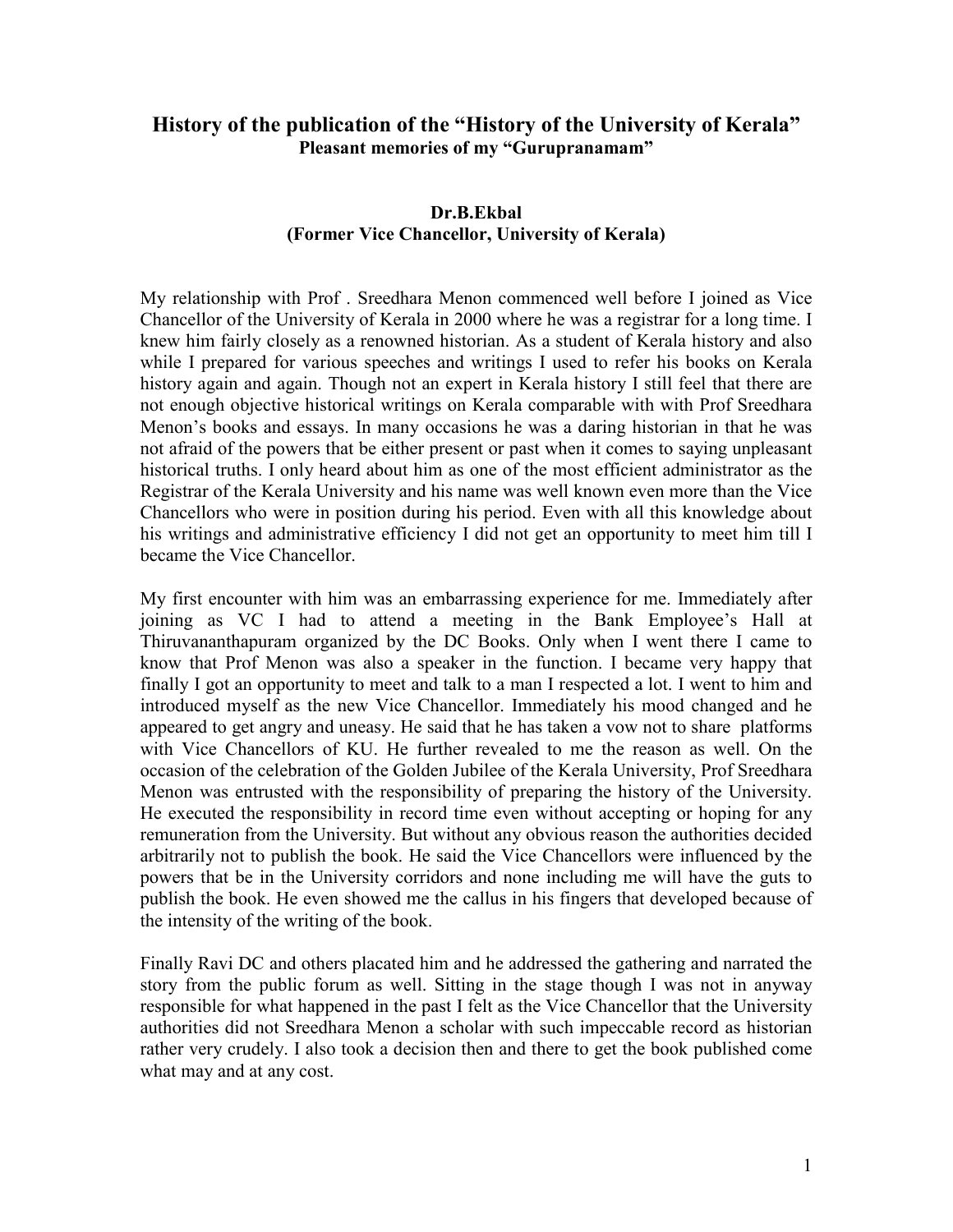## History of the publication of the "History of the University of Kerala"

**Pleasant memories of my "Gurupranamam"**

**Dr.B.Ekbal**
**(Former Vice Chancellor, University of Kerala)**

My relationship with Prof . Sreedhara Menon commenced well before I joined as Vice Chancellor of the University of Kerala in 2000 where he was a registrar for a long time. I knew him fairly closely as a renowned historian. As a student of Kerala history and also while I prepared for various speeches and writings I used to refer his books on Kerala history again and again. Though not an expert in Kerala history I still feel that there are not enough objective historical writings on Kerala comparable with with Prof Sreedhara Menon's books and essays. In many occasions he was a daring historian in that he was not afraid of the powers that be either present or past when it comes to saying unpleasant historical truths. I only heard about him as one of the most efficient administrator as the Registrar of the Kerala University and his name was well known even more than the Vice Chancellors who were in position during his period. Even with all this knowledge about his writings and administrative efficiency I did not get an opportunity to meet him till I became the Vice Chancellor.

My first encounter with him was an embarrassing experience for me. Immediately after joining as VC I had to attend a meeting in the Bank Employee's Hall at Thiruvananthapuram organized by the DC Books. Only when I went there I came to know that Prof Menon was also a speaker in the function. I became very happy that finally I got an opportunity to meet and talk to a man I respected a lot. I went to him and introduced myself as the new Vice Chancellor. Immediately his mood changed and he appeared to get angry and uneasy. He said that he has taken a vow not to share platforms with Vice Chancellors of KU. He further revealed to me the reason as well. On the occasion of the celebration of the Golden Jubilee of the Kerala University, Prof Sreedhara Menon was entrusted with the responsibility of preparing the history of the University. He executed the responsibility in record time even without accepting or hoping for any remuneration from the University. But without any obvious reason the authorities decided arbitrarily not to publish the book. He said the Vice Chancellors were influenced by the powers that be in the University corridors and none including me will have the guts to publish the book. He even showed me the callus in his fingers that developed because of the intensity of the writing of the book.

Finally Ravi DC and others placated him and he addressed the gathering and narrated the story from the public forum as well. Sitting in the stage though I was not in anyway responsible for what happened in the past I felt as the Vice Chancellor that the University authorities did not Sreedhara Menon a scholar with such impeccable record as historian rather very crudely. I also took a decision then and there to get the book published come what may and at any cost.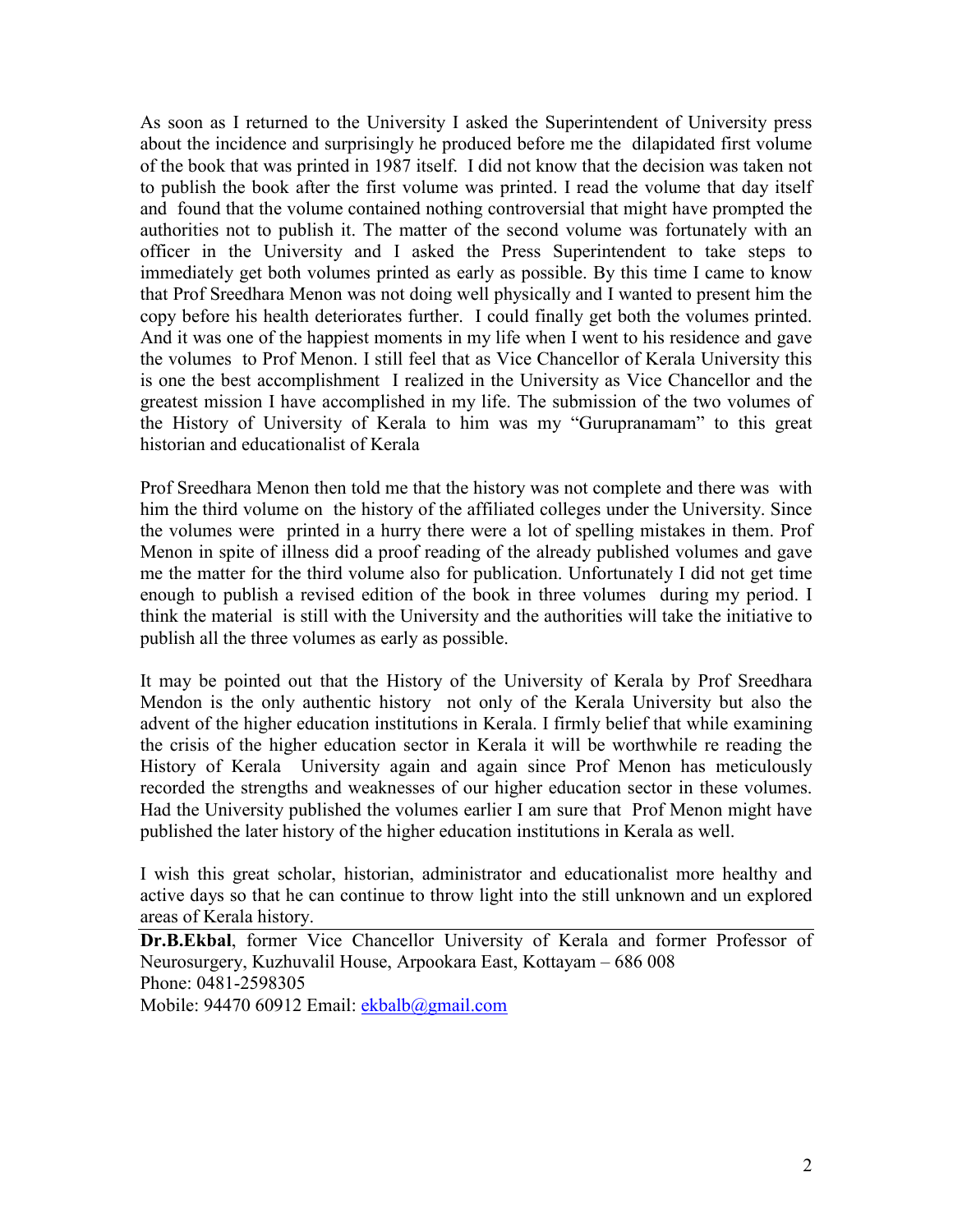As soon as I returned to the University I asked the Superintendent of University press about the incidence and surprisingly he produced before me the dilapidated first volume of the book that was printed in 1987 itself. I did not know that the decision was taken not to publish the book after the first volume was printed. I read the volume that day itself and found that the volume contained nothing controversial that might have prompted the authorities not to publish it. The matter of the second volume was fortunately with an officer in the University and I asked the Press Superintendent to take steps to immediately get both volumes printed as early as possible. By this time I came to know that Prof Sreedhara Menon was not doing well physically and I wanted to present him the copy before his health deteriorates further. I could finally get both the volumes printed. And it was one of the happiest moments in my life when I went to his residence and gave the volumes to Prof Menon. I still feel that as Vice Chancellor of Kerala University this is one the best accomplishment I realized in the University as Vice Chancellor and the greatest mission I have accomplished in my life. The submission of the two volumes of the History of University of Kerala to him was my "Gurupranamam" to this great historian and educationalist of Kerala

Prof Sreedhara Menon then told me that the history was not complete and there was with him the third volume on the history of the affiliated colleges under the University. Since the volumes were printed in a hurry there were a lot of spelling mistakes in them. Prof Menon in spite of illness did a proof reading of the already published volumes and gave me the matter for the third volume also for publication. Unfortunately I did not get time enough to publish a revised edition of the book in three volumes during my period. I think the material is still with the University and the authorities will take the initiative to publish all the three volumes as early as possible.

It may be pointed out that the History of the University of Kerala by Prof Sreedhara Mendon is the only authentic history not only of the Kerala University but also the advent of the higher education institutions in Kerala. I firmly belief that while examining the crisis of the higher education sector in Kerala it will be worthwhile re reading the History of Kerala University again and again since Prof Menon has meticulously recorded the strengths and weaknesses of our higher education sector in these volumes. Had the University published the volumes earlier I am sure that Prof Menon might have published the later history of the higher education institutions in Kerala as well.

I wish this great scholar, historian, administrator and educationalist more healthy and active days so that he can continue to throw light into the still unknown and un explored areas of Kerala history.

---

**Dr.B.Ekbal**, former Vice Chancellor University of Kerala and former Professor of Neurosurgery, Kuzhuvalil House, Arpookara East, Kottayam – 686 008
Phone: 0481-2598305
Mobile: 94470 60912 Email: ekbalb@gmail.com